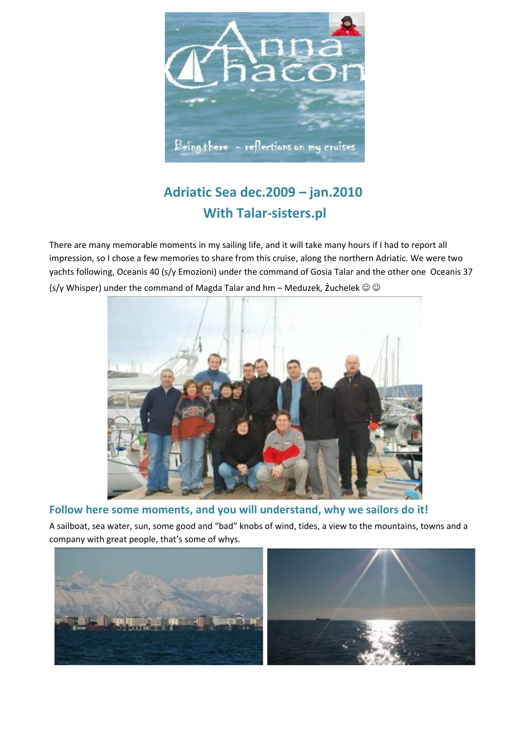# Adriatic Sea dec.2009 – jan.2010
# With Talar-sisters.pl

There are many memorable moments in my sailing life, and it will take many hours if I had to report all impression, so I chose a few memories to share from this cruise, along the northern Adriatic. We were two yachts following, Oceanis 40 (s/y Emozioni) under the command of Gosia Talar and the other one Oceanis 37 (s/y Whisper) under the command of Magda Talar and hm – Meduzek, Żuchelek ☺ ☺

## Follow here some moments, and you will understand, why we sailors do it!

A sailboat, sea water, sun, some good and "bad" knobs of wind, tides, a view to the mountains, towns and a company with great people, that's some of whys.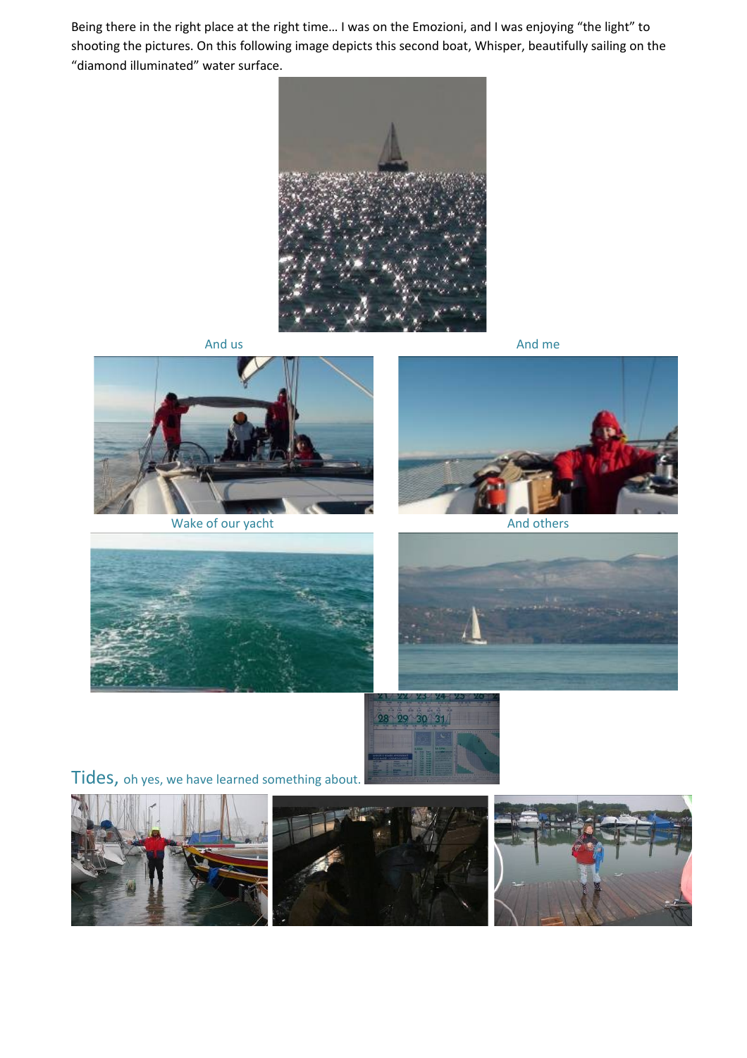Being there in the right place at the right time… I was on the Emozioni, and I was enjoying “the light” to shooting the pictures. On this following image depicts this second boat, Whisper, beautifully sailing on the “diamond illuminated” water surface.

And us

And me

Wake of our yacht

And others

Tides, oh yes, we have learned something about.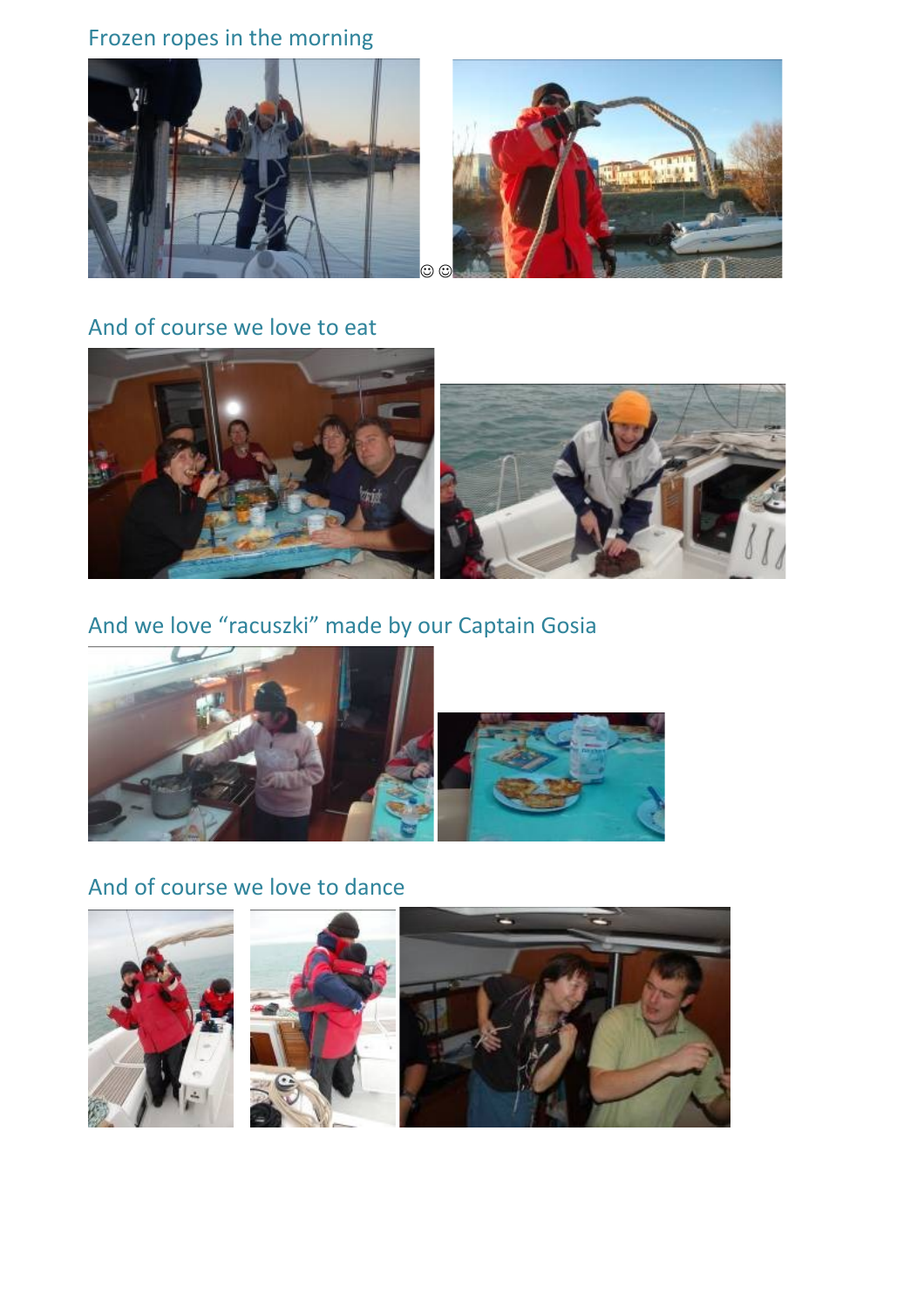Frozen ropes in the morning

☺☺

And of course we love to eat

And we love “racuszki” made by our Captain Gosia

And of course we love to dance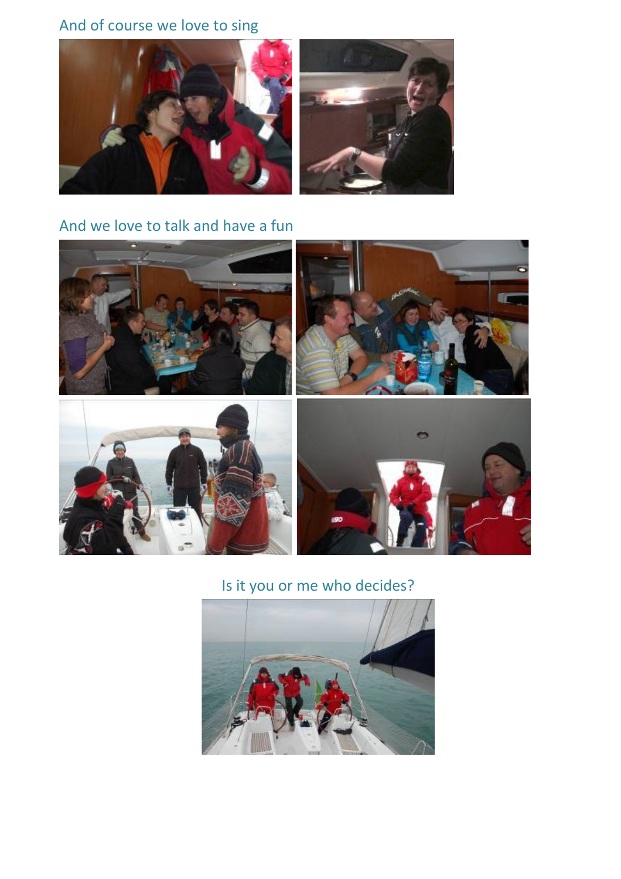And of course we love to sing

And we love to talk and have a fun

Is it you or me who decides?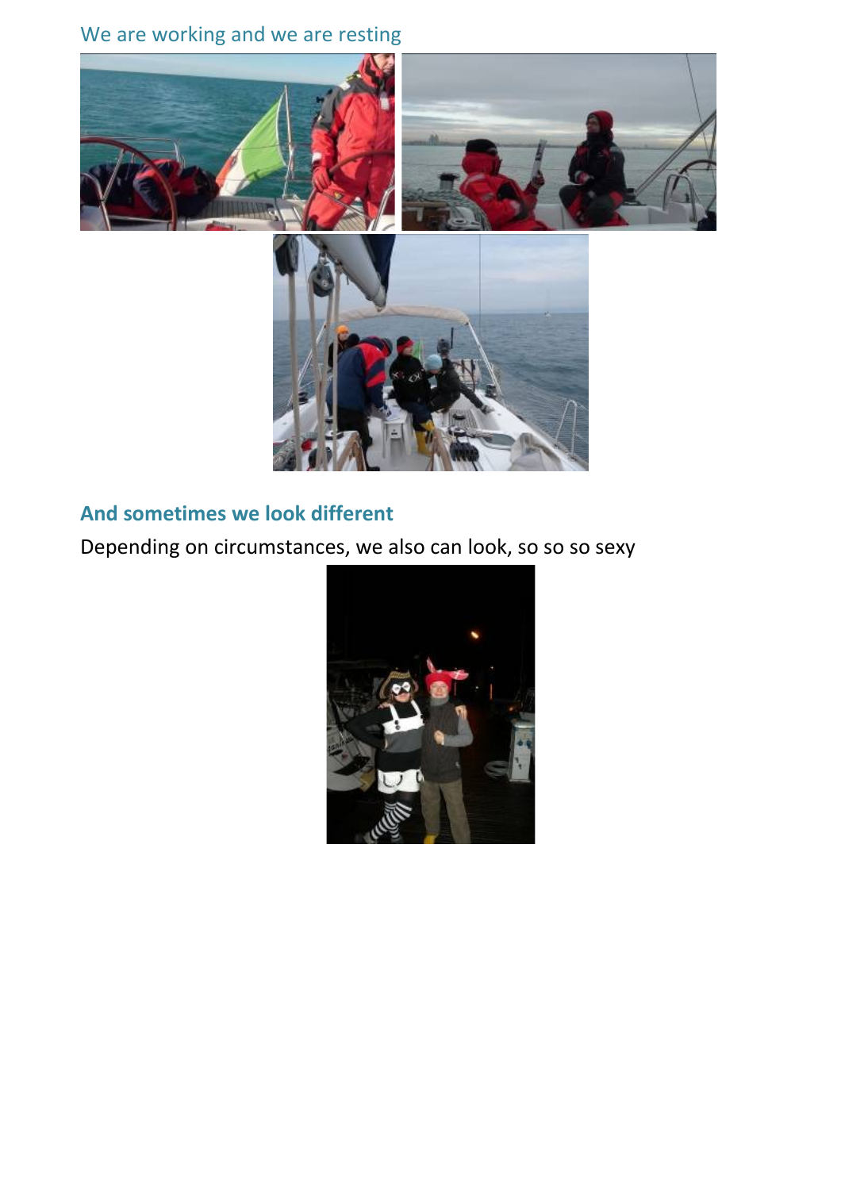## We are working and we are resting

## And sometimes we look different

Depending on circumstances, we also can look, so so so sexy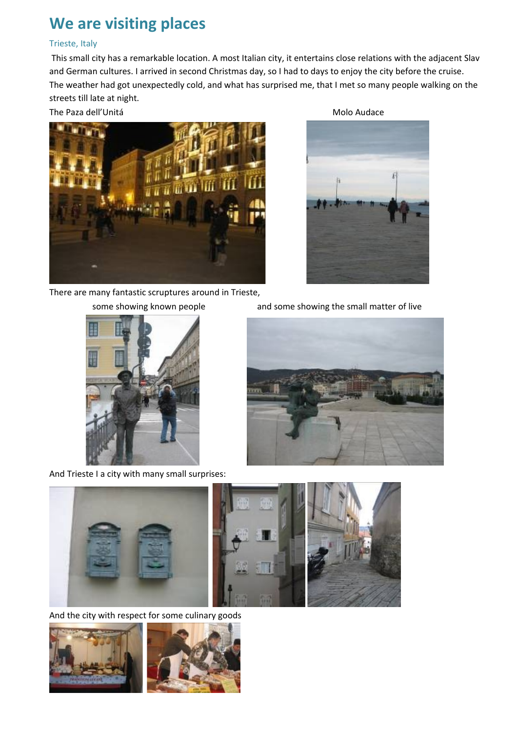# We are visiting places

## Trieste, Italy

This small city has a remarkable location. A most Italian city, it entertains close relations with the adjacent Slav and German cultures. I arrived in second Christmas day, so I had to days to enjoy the city before the cruise. The weather had got unexpectedly cold, and what has surprised me, that I met so many people walking on the streets till late at night.

The Paza dell'Unitá

Molo Audace

There are many fantastic scruptures around in Trieste,

some showing known people

and some showing the small matter of live

And Trieste I a city with many small surprises:

And the city with respect for some culinary goods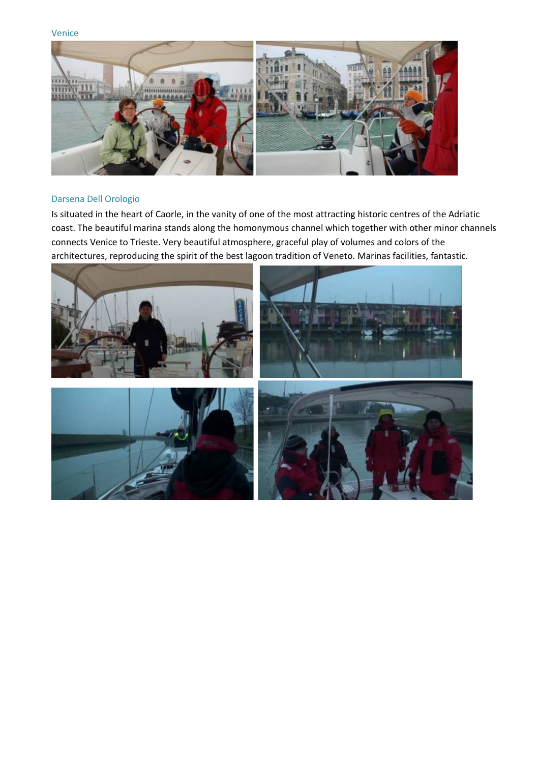## Venice

## Darsena Dell Orologio

Is situated in the heart of Caorle, in the vanity of one of the most attracting historic centres of the Adriatic coast. The beautiful marina stands along the homonymous channel which together with other minor channels connects Venice to Trieste. Very beautiful atmosphere, graceful play of volumes and colors of the architectures, reproducing the spirit of the best lagoon tradition of Veneto. Marinas facilities, fantastic.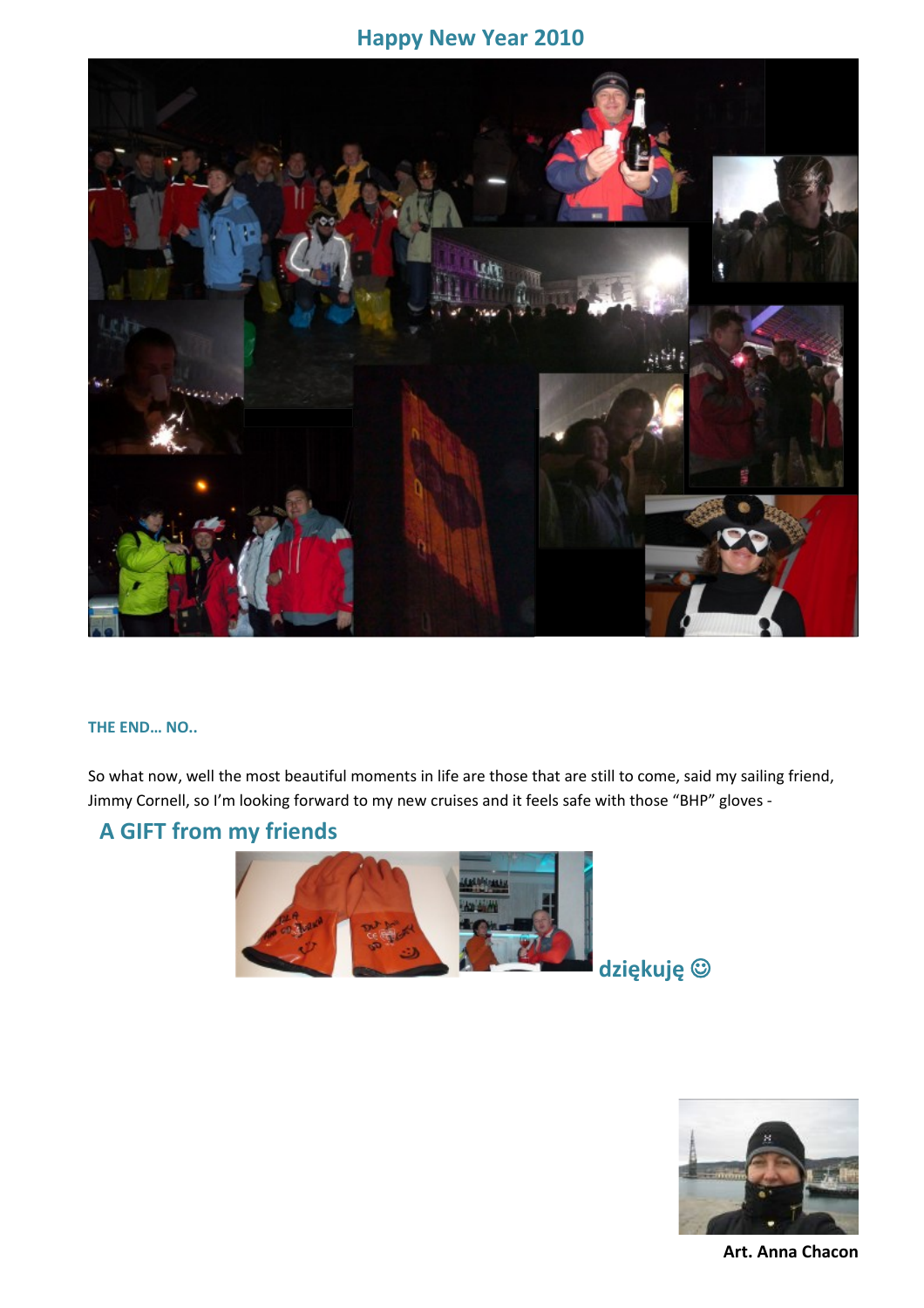## Happy New Year 2010

### THE END… NO..

So what now, well the most beautiful moments in life are those that are still to come, said my sailing friend, Jimmy Cornell, so I'm looking forward to my new cruises and it feels safe with those "BHP" gloves -

## A GIFT from my friends

**dziękuję ☺**

**Art. Anna Chacon**